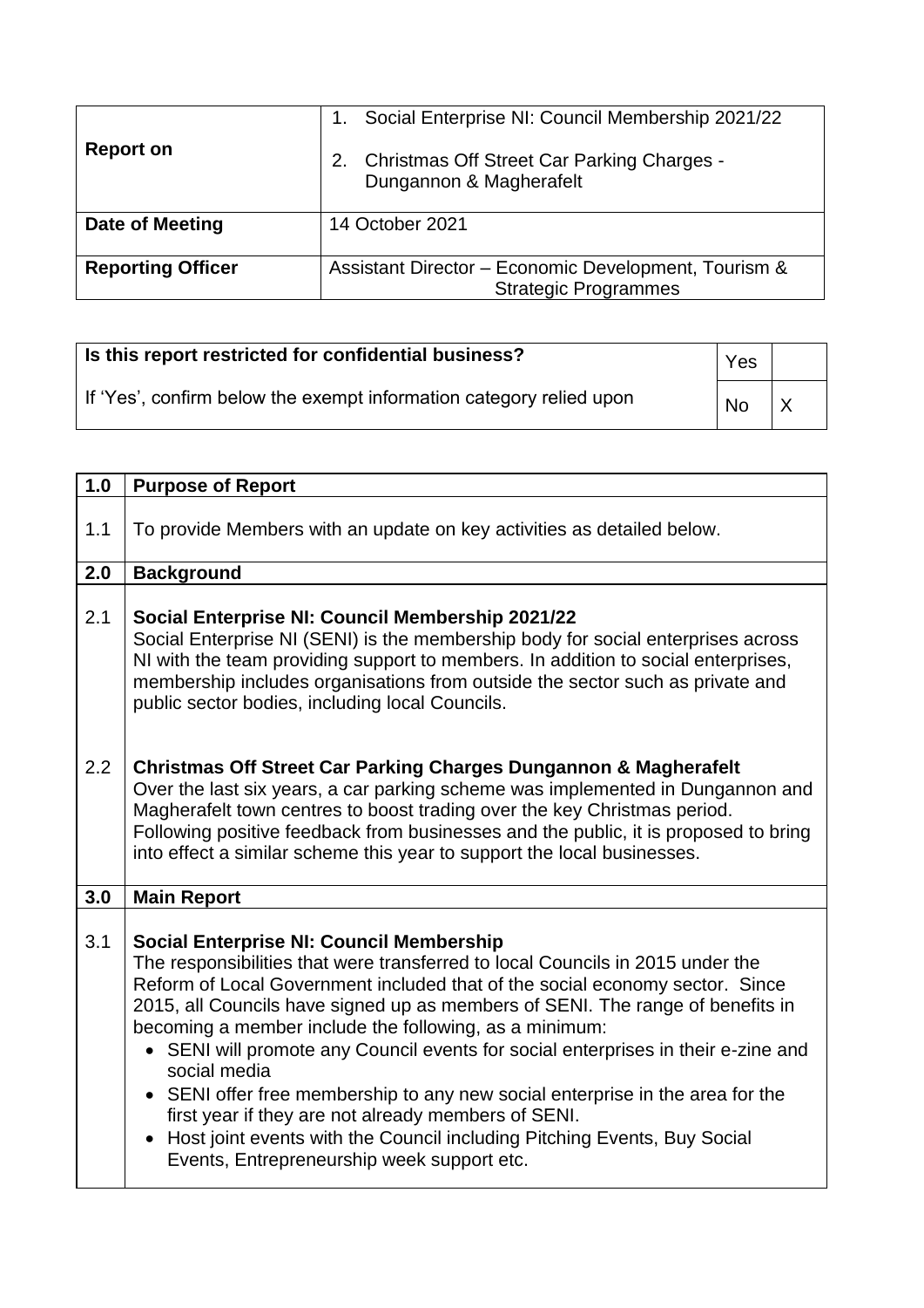| | |
|---|---|
| **Report on** | 1. Social Enterprise NI: Council Membership 2021/22<br>2. Christmas Off Street Car Parking Charges - Dungannon & Magherafelt |
| **Date of Meeting** | 14 October 2021 |
| **Reporting Officer** | Assistant Director – Economic Development, Tourism & Strategic Programmes |

| | | |
|---|---|---|
| **Is this report restricted for confidential business?** | Yes | |
| If 'Yes', confirm below the exempt information category relied upon | No | X |

| | |
|---|---|
| **1.0** | **Purpose of Report** |
| 1.1 | To provide Members with an update on key activities as detailed below. |
| **2.0** | **Background** |
| 2.1 | **Social Enterprise NI: Council Membership 2021/22**<br>Social Enterprise NI (SENI) is the membership body for social enterprises across NI with the team providing support to members. In addition to social enterprises, membership includes organisations from outside the sector such as private and public sector bodies, including local Councils. |
| 2.2 | **Christmas Off Street Car Parking Charges Dungannon & Magherafelt**<br>Over the last six years, a car parking scheme was implemented in Dungannon and Magherafelt town centres to boost trading over the key Christmas period. Following positive feedback from businesses and the public, it is proposed to bring into effect a similar scheme this year to support the local businesses. |
| **3.0** | **Main Report** |
| 3.1 | **Social Enterprise NI: Council Membership**<br>The responsibilities that were transferred to local Councils in 2015 under the Reform of Local Government included that of the social economy sector. Since 2015, all Councils have signed up as members of SENI. The range of benefits in becoming a member include the following, as a minimum:<br>• SENI will promote any Council events for social enterprises in their e-zine and social media<br>• SENI offer free membership to any new social enterprise in the area for the first year if they are not already members of SENI.<br>• Host joint events with the Council including Pitching Events, Buy Social Events, Entrepreneurship week support etc. |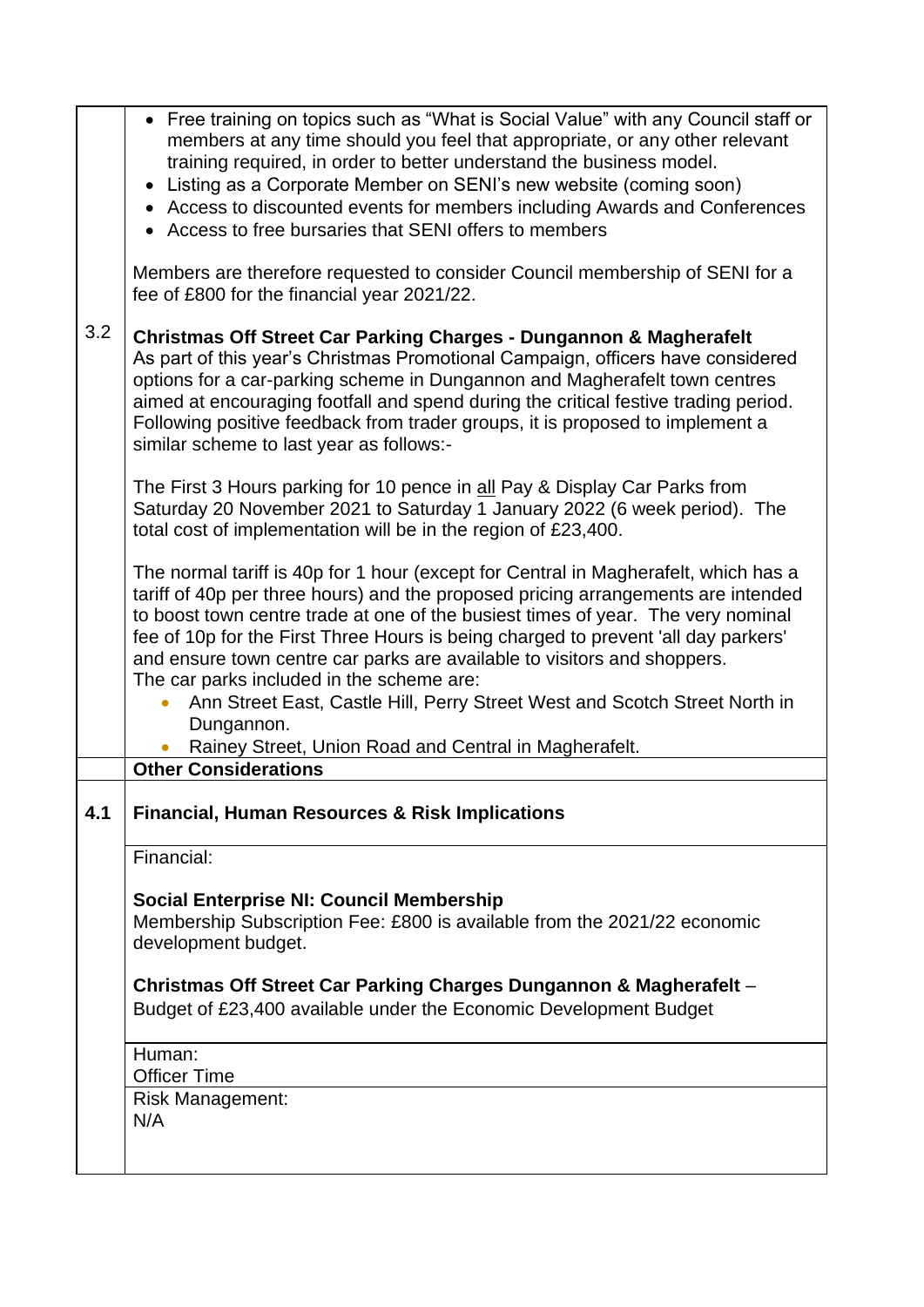- Free training on topics such as "What is Social Value" with any Council staff or members at any time should you feel that appropriate, or any other relevant training required, in order to better understand the business model.
- Listing as a Corporate Member on SENI's new website (coming soon)
- Access to discounted events for members including Awards and Conferences
- Access to free bursaries that SENI offers to members

Members are therefore requested to consider Council membership of SENI for a fee of £800 for the financial year 2021/22.

3.2 **Christmas Off Street Car Parking Charges - Dungannon & Magherafelt**

As part of this year's Christmas Promotional Campaign, officers have considered options for a car-parking scheme in Dungannon and Magherafelt town centres aimed at encouraging footfall and spend during the critical festive trading period. Following positive feedback from trader groups, it is proposed to implement a similar scheme to last year as follows:-

The First 3 Hours parking for 10 pence in all Pay & Display Car Parks from Saturday 20 November 2021 to Saturday 1 January 2022 (6 week period). The total cost of implementation will be in the region of £23,400.

The normal tariff is 40p for 1 hour (except for Central in Magherafelt, which has a tariff of 40p per three hours) and the proposed pricing arrangements are intended to boost town centre trade at one of the busiest times of year. The very nominal fee of 10p for the First Three Hours is being charged to prevent 'all day parkers' and ensure town centre car parks are available to visitors and shoppers.
The car parks included in the scheme are:

- Ann Street East, Castle Hill, Perry Street West and Scotch Street North in Dungannon.
- Rainey Street, Union Road and Central in Magherafelt.

**Other Considerations**

**4.1 Financial, Human Resources & Risk Implications**

Financial:

**Social Enterprise NI: Council Membership**
Membership Subscription Fee: £800 is available from the 2021/22 economic development budget.

**Christmas Off Street Car Parking Charges Dungannon & Magherafelt** –
Budget of £23,400 available under the Economic Development Budget

Human:
Officer Time

Risk Management:
N/A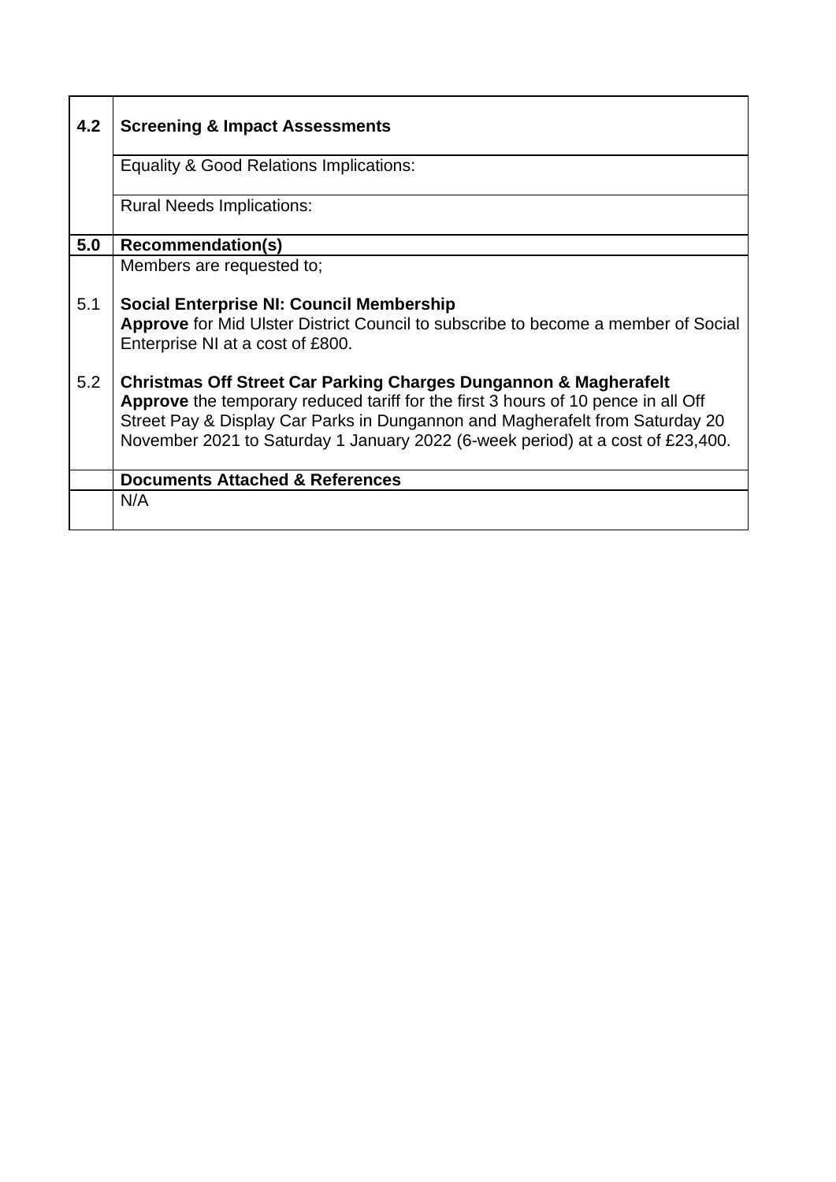| | |
|---|---|
| **4.2** | **Screening & Impact Assessments** |
| | Equality & Good Relations Implications: |
| | Rural Needs Implications: |
| **5.0** | **Recommendation(s)** |
| | Members are requested to; |
| 5.1 | **Social Enterprise NI: Council Membership**<br>**Approve** for Mid Ulster District Council to subscribe to become a member of Social Enterprise NI at a cost of £800. |
| 5.2 | **Christmas Off Street Car Parking Charges Dungannon & Magherafelt**<br>**Approve** the temporary reduced tariff for the first 3 hours of 10 pence in all Off Street Pay & Display Car Parks in Dungannon and Magherafelt from Saturday 20 November 2021 to Saturday 1 January 2022 (6-week period) at a cost of £23,400. |
| | **Documents Attached & References** |
| | N/A |